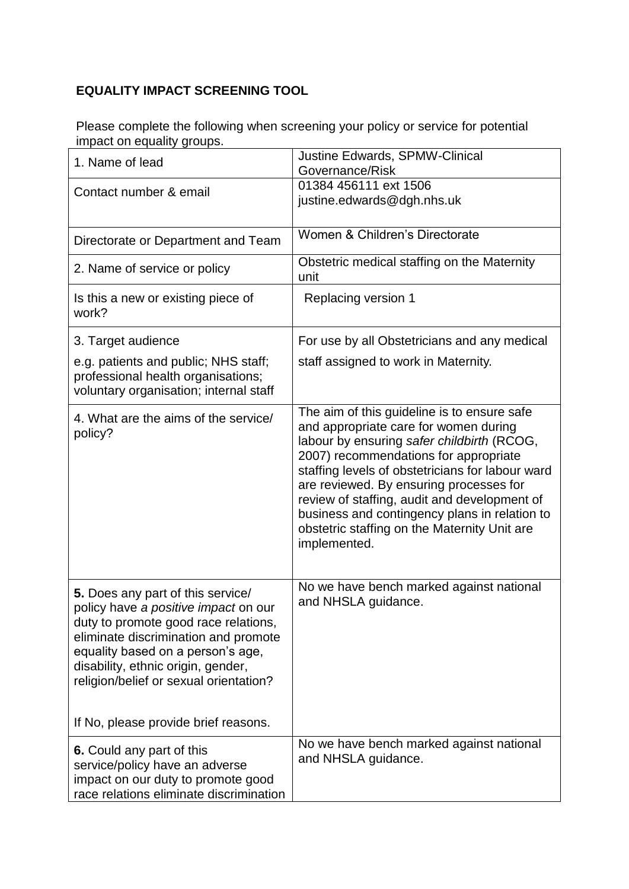## EQUALITY IMPACT SCREENING TOOL

Please complete the following when screening your policy or service for potential impact on equality groups.

| | |
|---|---|
| 1. Name of lead | Justine Edwards, SPMW-Clinical Governance/Risk |
| Contact number & email | 01384 456111 ext 1506<br>justine.edwards@dgh.nhs.uk |
| Directorate or Department and Team | Women & Children's Directorate |
| 2. Name of service or policy | Obstetric medical staffing on the Maternity unit |
| Is this a new or existing piece of work? | Replacing version 1 |
| 3. Target audience<br>e.g. patients and public; NHS staff; professional health organisations; voluntary organisation; internal staff | For use by all Obstetricians and any medical staff assigned to work in Maternity. |
| 4. What are the aims of the service/ policy? | The aim of this guideline is to ensure safe and appropriate care for women during labour by ensuring *safer childbirth* (RCOG, 2007) recommendations for appropriate staffing levels of obstetricians for labour ward are reviewed. By ensuring processes for review of staffing, audit and development of business and contingency plans in relation to obstetric staffing on the Maternity Unit are implemented. |
| **5.** Does any part of this service/ policy have *a positive impact* on our duty to promote good race relations, eliminate discrimination and promote equality based on a person's age, disability, ethnic origin, gender, religion/belief or sexual orientation?<br><br>If No, please provide brief reasons. | No we have bench marked against national and NHSLA guidance. |
| **6.** Could any part of this service/policy have an adverse impact on our duty to promote good race relations eliminate discrimination | No we have bench marked against national and NHSLA guidance. |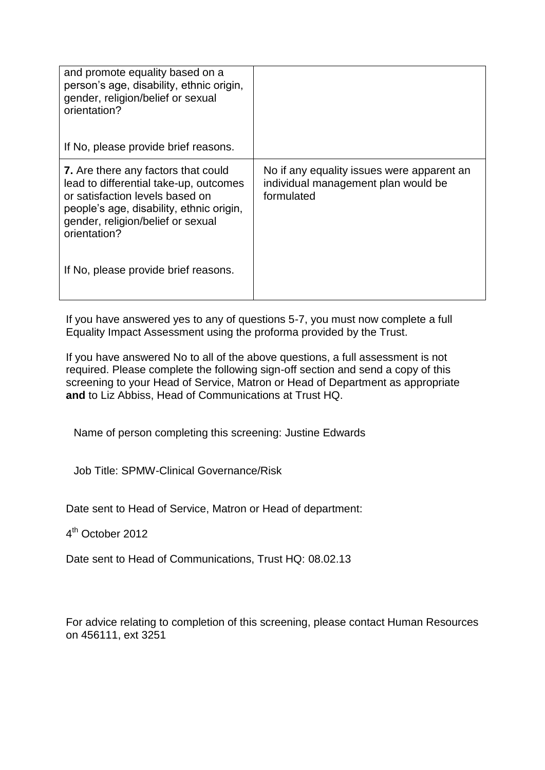| | |
|---|---|
| and promote equality based on a person's age, disability, ethnic origin, gender, religion/belief or sexual orientation?<br><br>If No, please provide brief reasons. | |
| **7.** Are there any factors that could lead to differential take-up, outcomes or satisfaction levels based on people's age, disability, ethnic origin, gender, religion/belief or sexual orientation?<br><br>If No, please provide brief reasons. | No if any equality issues were apparent an individual management plan would be formulated |

If you have answered yes to any of questions 5-7, you must now complete a full Equality Impact Assessment using the proforma provided by the Trust.

If you have answered No to all of the above questions, a full assessment is not required. Please complete the following sign-off section and send a copy of this screening to your Head of Service, Matron or Head of Department as appropriate **and** to Liz Abbiss, Head of Communications at Trust HQ.

Name of person completing this screening: Justine Edwards

Job Title: SPMW-Clinical Governance/Risk

Date sent to Head of Service, Matron or Head of department:

4th October 2012

Date sent to Head of Communications, Trust HQ: 08.02.13

For advice relating to completion of this screening, please contact Human Resources on 456111, ext 3251